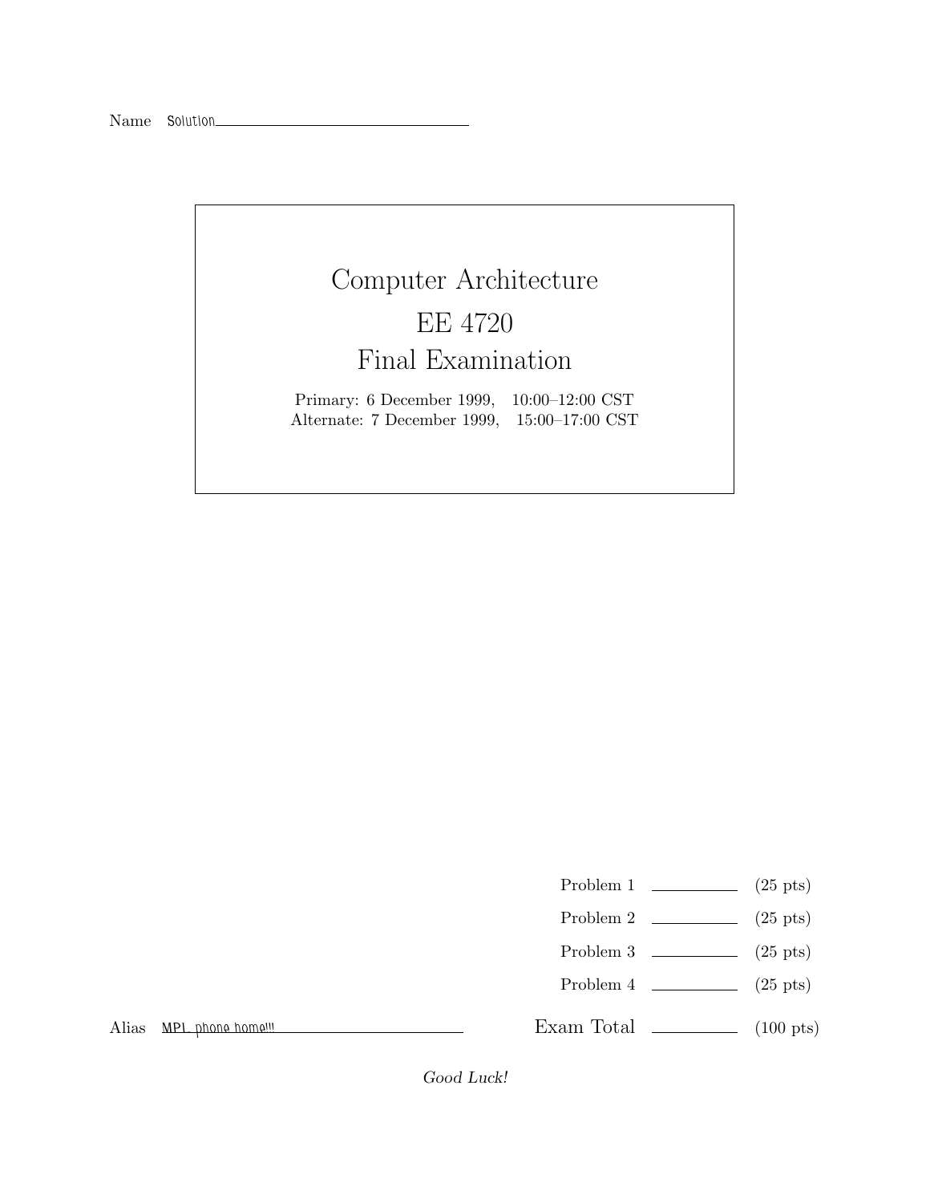Name Solution

# Computer Architecture

# EE 4720

# Final Examination

Primary: 6 December 1999, 10:00–12:00 CST
Alternate: 7 December 1999, 15:00–17:00 CST

| | | |
|---|---|---|
| Problem 1 | ______ | (25 pts) |
| Problem 2 | ______ | (25 pts) |
| Problem 3 | ______ | (25 pts) |
| Problem 4 | ______ | (25 pts) |
| Exam Total | ______ | (100 pts) |

Alias MPL phone home!!!

*Good Luck!*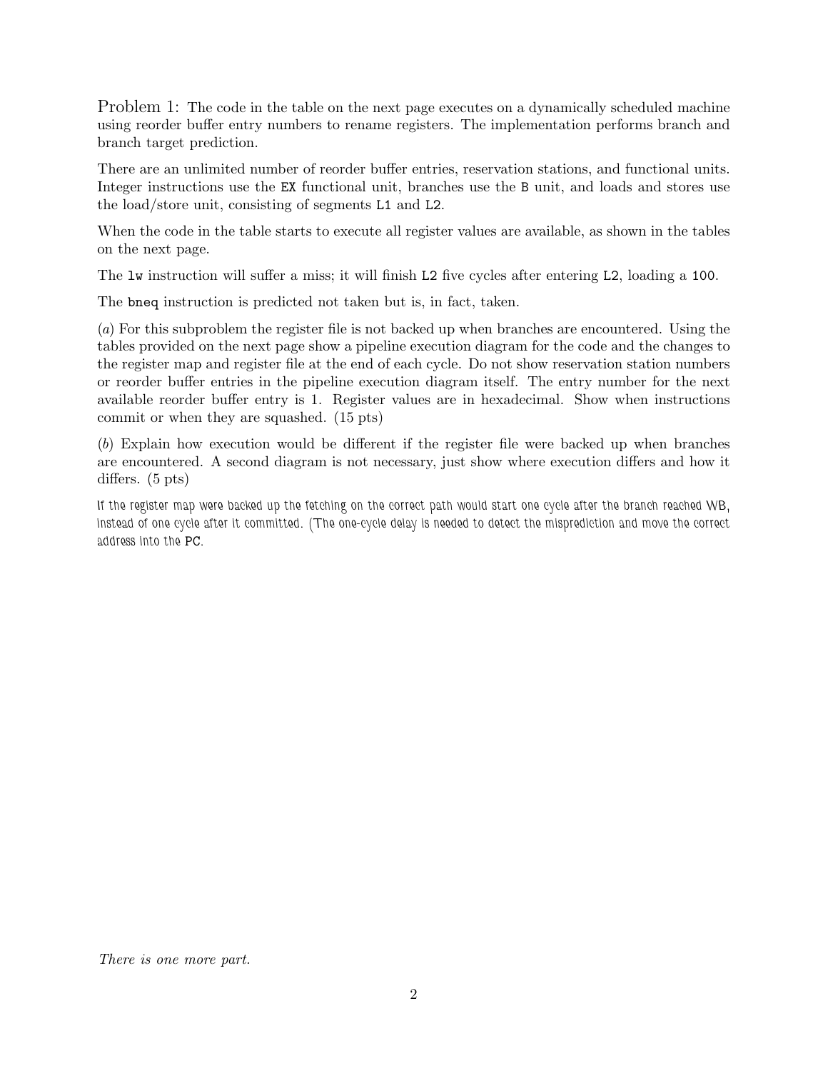Problem 1: The code in the table on the next page executes on a dynamically scheduled machine using reorder buffer entry numbers to rename registers. The implementation performs branch and branch target prediction.

There are an unlimited number of reorder buffer entries, reservation stations, and functional units. Integer instructions use the `EX` functional unit, branches use the `B` unit, and loads and stores use the load/store unit, consisting of segments `L1` and `L2`.

When the code in the table starts to execute all register values are available, as shown in the tables on the next page.

The `lw` instruction will suffer a miss; it will finish `L2` five cycles after entering `L2`, loading a `100`.

The `bneq` instruction is predicted not taken but is, in fact, taken.

(*a*) For this subproblem the register file is not backed up when branches are encountered. Using the tables provided on the next page show a pipeline execution diagram for the code and the changes to the register map and register file at the end of each cycle. Do not show reservation station numbers or reorder buffer entries in the pipeline execution diagram itself. The entry number for the next available reorder buffer entry is 1. Register values are in hexadecimal. Show when instructions commit or when they are squashed. (15 pts)

(*b*) Explain how execution would be different if the register file were backed up when branches are encountered. A second diagram is not necessary, just show where execution differs and how it differs. (5 pts)

If the register map were backed up the fetching on the correct path would start one cycle after the branch reached WB, instead of one cycle after it committed. (The one-cycle delay is needed to detect the misprediction and move the correct address into the PC.

*There is one more part.*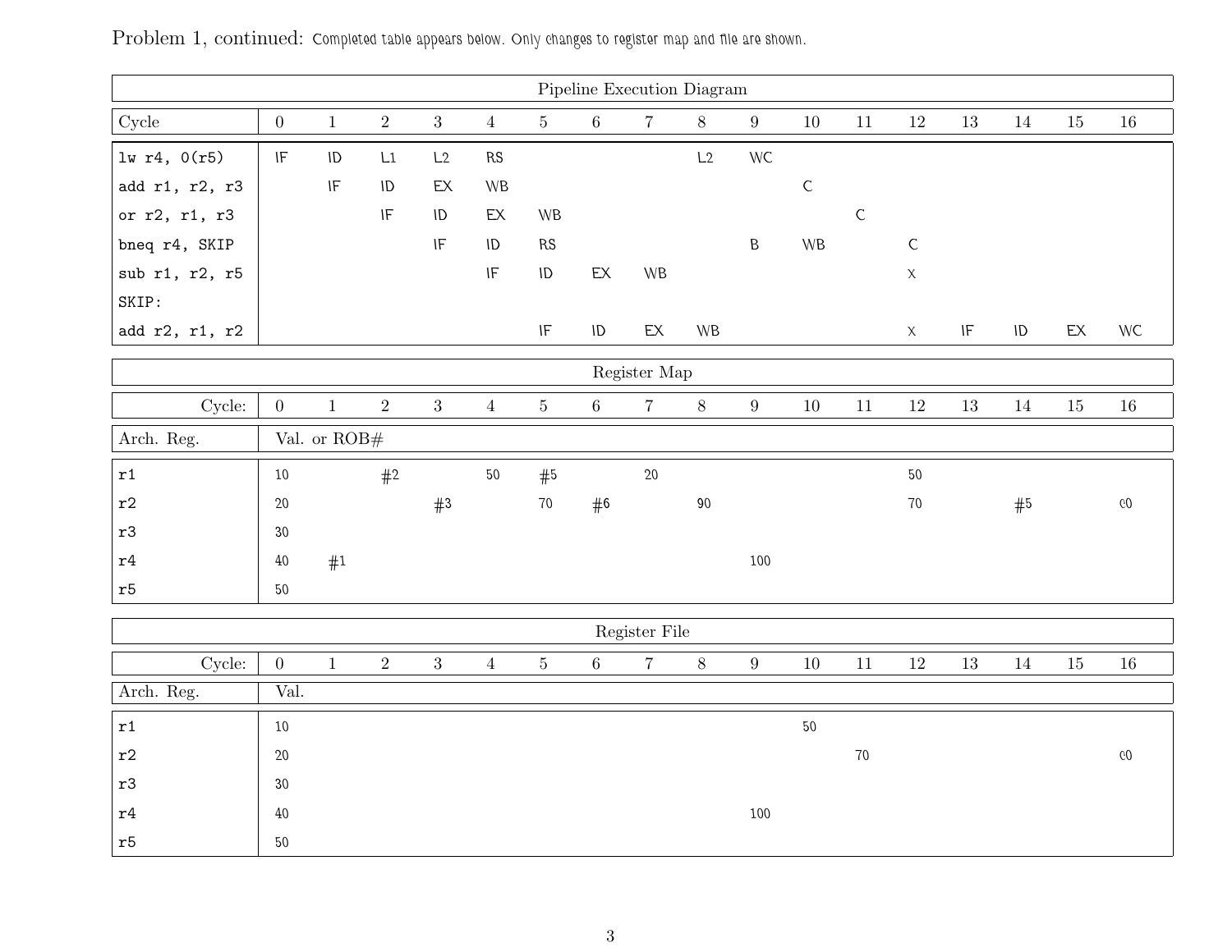Problem 1, continued: Completed table appears below. Only changes to register map and file are shown.

| Pipeline Execution Diagram | | | | | | | | | | | | | | | | | |
|---|---|---|---|---|---|---|---|---|---|---|---|---|---|---|---|---|---|
| Cycle | 0 | 1 | 2 | 3 | 4 | 5 | 6 | 7 | 8 | 9 | 10 | 11 | 12 | 13 | 14 | 15 | 16 |
| lw r4, 0(r5) | IF | ID | L1 | L2 | RS | | | | L2 | WC | | | | | | | |
| add r1, r2, r3 | | IF | ID | EX | WB | | | | | | C | | | | | | |
| or r2, r1, r3 | | | IF | ID | EX | WB | | | | | | C | | | | | |
| bneq r4, SKIP | | | | IF | ID | RS | | | | B | WB | | C | | | | |
| sub r1, r2, r5 | | | | | IF | ID | EX | WB | | | | | x | | | | |
| SKIP: | | | | | | | | | | | | | | | | | |
| add r2, r1, r2 | | | | | | IF | ID | EX | WB | | | | x | IF | ID | EX | WC |

| Register Map | | | | | | | | | | | | | | | | | |
|---|---|---|---|---|---|---|---|---|---|---|---|---|---|---|---|---|---|
| Cycle: | 0 | 1 | 2 | 3 | 4 | 5 | 6 | 7 | 8 | 9 | 10 | 11 | 12 | 13 | 14 | 15 | 16 |
| Arch. Reg. | Val. or ROB# | | | | | | | | | | | | | | | | |
| r1 | 10 | | #2 | | 50 | #5 | | 20 | | | | | 50 | | | | |
| r2 | 20 | | | #3 | | 70 | #6 | | 90 | | | | 70 | | #5 | | c0 |
| r3 | 30 | | | | | | | | | | | | | | | | |
| r4 | 40 | #1 | | | | | | | | 100 | | | | | | | |
| r5 | 50 | | | | | | | | | | | | | | | | |

| Register File | | | | | | | | | | | | | | | | | |
|---|---|---|---|---|---|---|---|---|---|---|---|---|---|---|---|---|---|
| Cycle: | 0 | 1 | 2 | 3 | 4 | 5 | 6 | 7 | 8 | 9 | 10 | 11 | 12 | 13 | 14 | 15 | 16 |
| Arch. Reg. | Val. | | | | | | | | | | | | | | | | |
| r1 | 10 | | | | | | | | | | 50 | | | | | | |
| r2 | 20 | | | | | | | | | | | 70 | | | | | c0 |
| r3 | 30 | | | | | | | | | | | | | | | | |
| r4 | 40 | | | | | | | | | 100 | | | | | | | |
| r5 | 50 | | | | | | | | | | | | | | | | |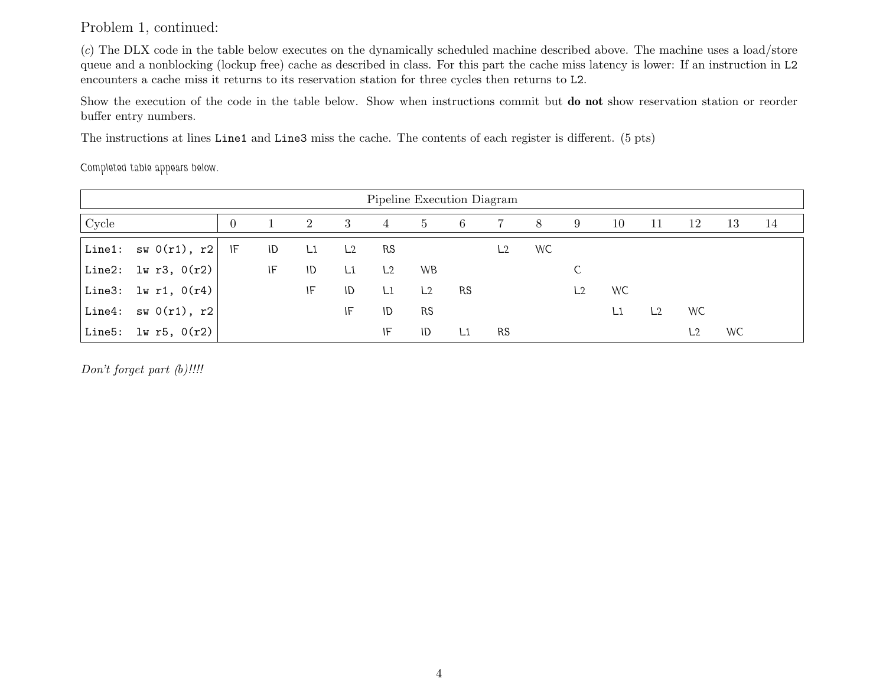Problem 1, continued:

(*c*) The DLX code in the table below executes on the dynamically scheduled machine described above. The machine uses a load/store queue and a nonblocking (lockup free) cache as described in class. For this part the cache miss latency is lower: If an instruction in `L2` encounters a cache miss it returns to its reservation station for three cycles then returns to `L2`.

Show the execution of the code in the table below. Show when instructions commit but **do not** show reservation station or reorder buffer entry numbers.

The instructions at lines `Line1` and `Line3` miss the cache. The contents of each register is different. (5 pts)

Completed table appears below.

| Pipeline Execution Diagram | | | | | | | | | | | | | | | |
|---|---|---|---|---|---|---|---|---|---|---|---|---|---|---|---|
| Cycle | 0 | 1 | 2 | 3 | 4 | 5 | 6 | 7 | 8 | 9 | 10 | 11 | 12 | 13 | 14 |
| `Line1: sw 0(r1), r2` | IF | ID | L1 | L2 | RS | | | L2 | WC | | | | | | |
| `Line2: lw r3, 0(r2)` | | IF | ID | L1 | L2 | WB | | | | C | | | | | |
| `Line3: lw r1, 0(r4)` | | | IF | ID | L1 | L2 | RS | | | L2 | WC | | | | |
| `Line4: sw 0(r1), r2` | | | | IF | ID | RS | | | | | L1 | L2 | WC | | |
| `Line5: lw r5, 0(r2)` | | | | | IF | ID | L1 | RS | | | | | L2 | WC | |

*Don't forget part (b)!!!!*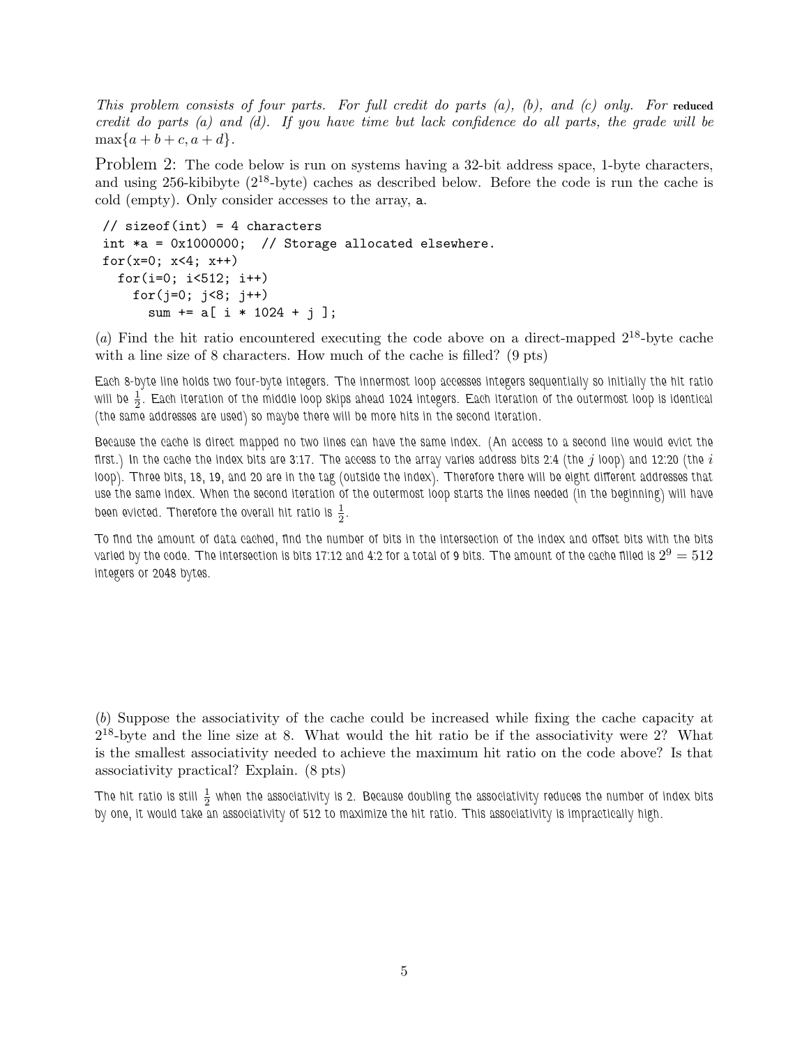*This problem consists of four parts. For full credit do parts (a), (b), and (c) only. For* **reduced** *credit do parts (a) and (d). If you have time but lack confidence do all parts, the grade will be* $\max\{a+b+c, a+d\}$.

Problem 2: The code below is run on systems having a 32-bit address space, 1-byte characters, and using 256-kibibyte ($2^{18}$-byte) caches as described below. Before the code is run the cache is cold (empty). Only consider accesses to the array, a.

```
// sizeof(int) = 4 characters
int *a = 0x1000000;  // Storage allocated elsewhere.
for(x=0; x<4; x++)
  for(i=0; i<512; i++)
    for(j=0; j<8; j++)
      sum += a[ i * 1024 + j ];
```

(*a*) Find the hit ratio encountered executing the code above on a direct-mapped $2^{18}$-byte cache with a line size of 8 characters. How much of the cache is filled? (9 pts)

Each 8-byte line holds two four-byte integers. The innermost loop accesses integers sequentially so initially the hit ratio will be $\frac{1}{2}$. Each iteration of the middle loop skips ahead 1024 integers. Each iteration of the outermost loop is identical (the same addresses are used) so maybe there will be more hits in the second iteration.

Because the cache is direct mapped no two lines can have the same index. (An access to a second line would evict the first.) In the cache the index bits are 3:17. The access to the array varies address bits 2:4 (the $j$ loop) and 12:20 (the $i$ loop). Three bits, 18, 19, and 20 are in the tag (outside the index). Therefore there will be eight different addresses that use the same index. When the second iteration of the outermost loop starts the lines needed (in the beginning) will have been evicted. Therefore the overall hit ratio is $\frac{1}{2}$.

To find the amount of data cached, find the number of bits in the intersection of the index and offset bits with the bits varied by the code. The intersection is bits 17:12 and 4:2 for a total of 9 bits. The amount of the cache filled is $2^9 = 512$ integers or 2048 bytes.

(*b*) Suppose the associativity of the cache could be increased while fixing the cache capacity at $2^{18}$-byte and the line size at 8. What would the hit ratio be if the associativity were 2? What is the smallest associativity needed to achieve the maximum hit ratio on the code above? Is that associativity practical? Explain. (8 pts)

The hit ratio is still $\frac{1}{2}$ when the associativity is 2. Because doubling the associativity reduces the number of index bits by one, it would take an associativity of 512 to maximize the hit ratio. This associativity is impractically high.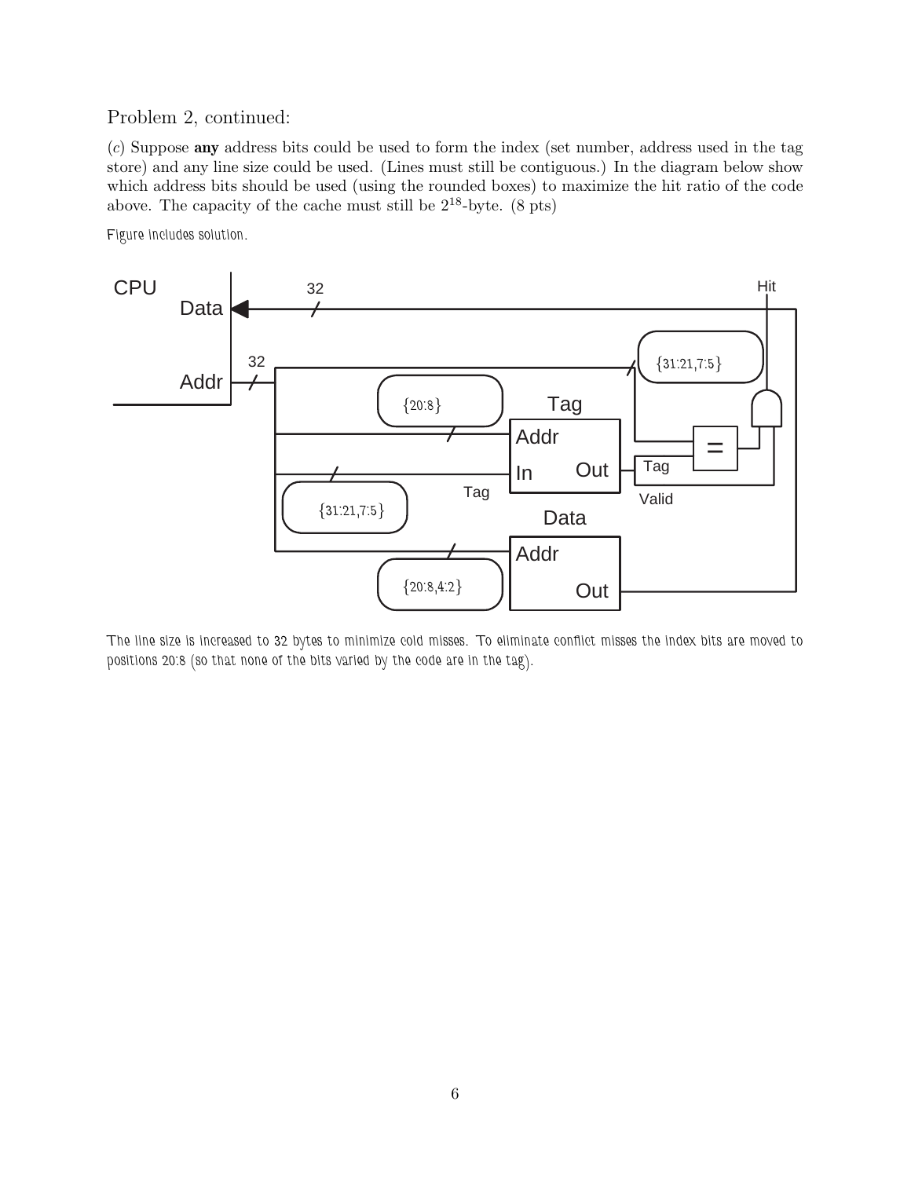Problem 2, continued:

(*c*) Suppose **any** address bits could be used to form the index (set number, address used in the tag store) and any line size could be used. (Lines must still be contiguous.) In the diagram below show which address bits should be used (using the rounded boxes) to maximize the hit ratio of the code above. The capacity of the cache must still be $2^{18}$-byte. (8 pts)

Figure includes solution.

CPU Data 32 Hit Addr 32 {31:21,7:5} {20:8} Tag Addr In Out Tag = Valid {31:21,7:5} Tag Data Addr {20:8,4:2} Out

The line size is increased to 32 bytes to minimize cold misses. To eliminate conflict misses the index bits are moved to positions 20:8 (so that none of the bits varied by the code are in the tag).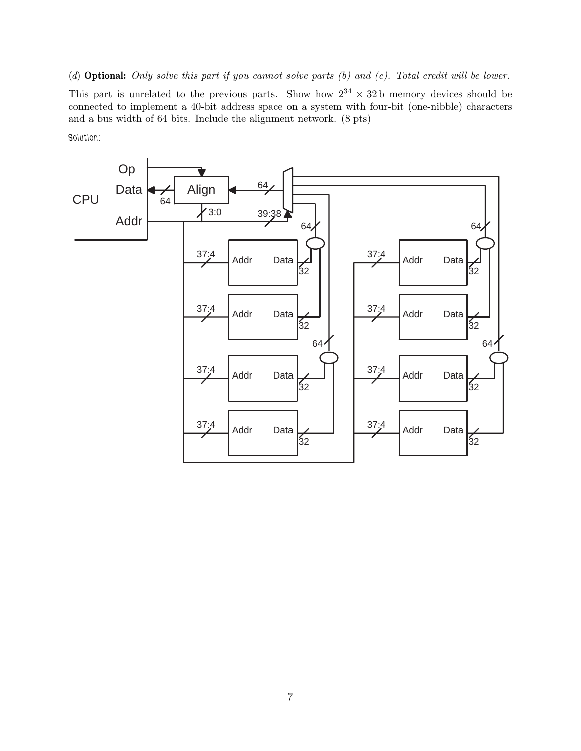(*d*) **Optional:** *Only solve this part if you cannot solve parts (b) and (c). Total credit will be lower.*

This part is unrelated to the previous parts. Show how $2^{34} \times 32\,\text{b}$ memory devices should be connected to implement a 40-bit address space on a system with four-bit (one-nibble) characters and a bus width of 64 bits. Include the alignment network. (8 pts)

Solution: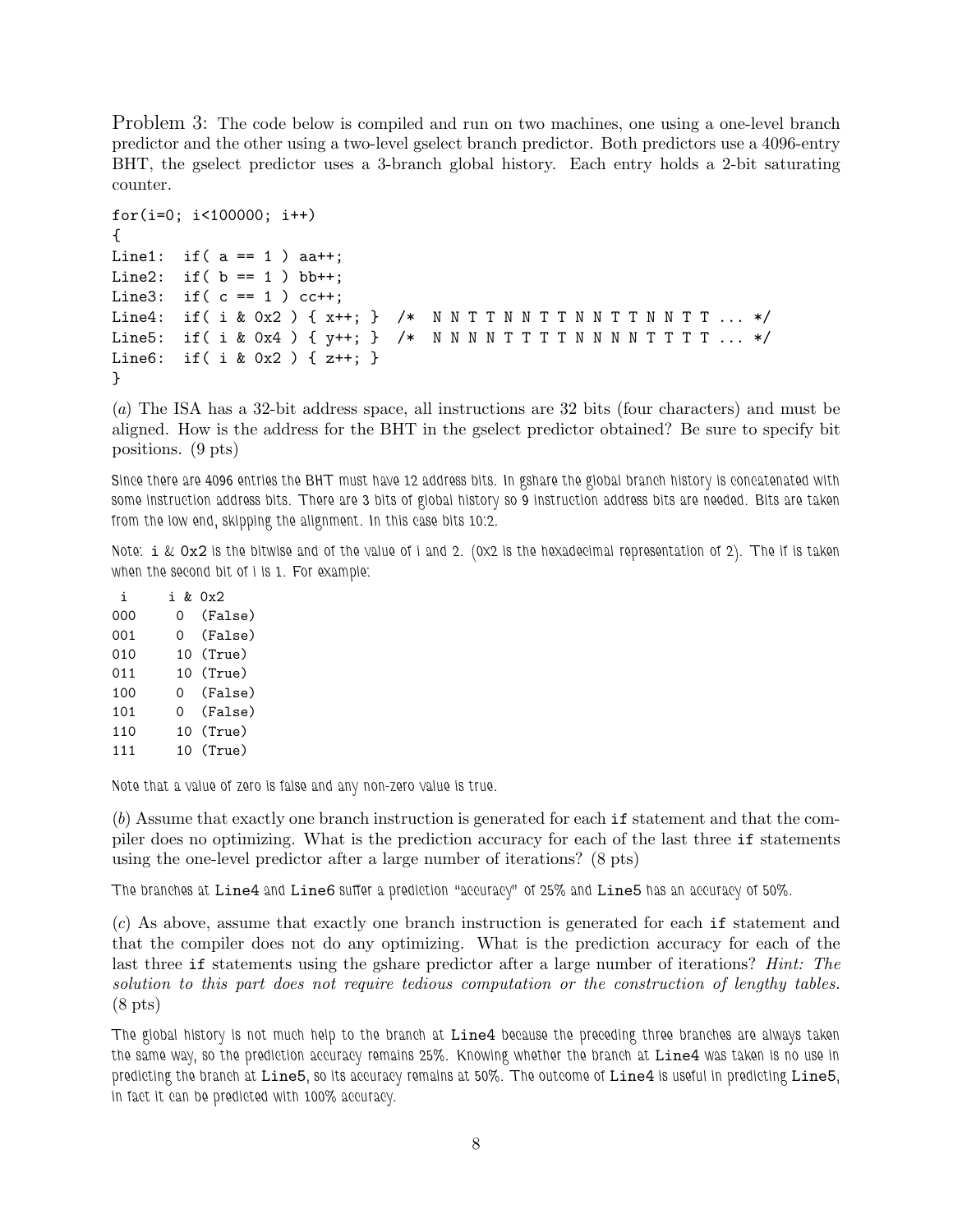Problem 3: The code below is compiled and run on two machines, one using a one-level branch predictor and the other using a two-level gselect branch predictor. Both predictors use a 4096-entry BHT, the gselect predictor uses a 3-branch global history. Each entry holds a 2-bit saturating counter.

```
for(i=0; i<100000; i++)
{
Line1:  if( a == 1 ) aa++;
Line2:  if( b == 1 ) bb++;
Line3:  if( c == 1 ) cc++;
Line4:  if( i & 0x2 ) { x++; }  /*  N N T T N N T T N N T T N N T T ... */
Line5:  if( i & 0x4 ) { y++; }  /*  N N N N T T T T N N N N T T T T ... */
Line6:  if( i & 0x2 ) { z++; }
}
```

(*a*) The ISA has a 32-bit address space, all instructions are 32 bits (four characters) and must be aligned. How is the address for the BHT in the gselect predictor obtained? Be sure to specify bit positions. (9 pts)

Since there are 4096 entries the BHT must have 12 address bits. In gshare the global branch history is concatenated with some instruction address bits. There are 3 bits of global history so 9 instruction address bits are needed. Bits are taken from the low end, skipping the alignment. In this case bits 10:2.

Note: `i & 0x2` is the bitwise and of the value of i and 2. (0x2 is the hexadecimal representation of 2). The if is taken when the second bit of i is 1. For example:

```
 i      i & 0x2
000      0  (False)
001      0  (False)
010     10  (True)
011     10  (True)
100      0  (False)
101      0  (False)
110     10  (True)
111     10  (True)
```

Note that a value of zero is false and any non-zero value is true.

(*b*) Assume that exactly one branch instruction is generated for each `if` statement and that the compiler does no optimizing. What is the prediction accuracy for each of the last three `if` statements using the one-level predictor after a large number of iterations? (8 pts)

The branches at `Line4` and `Line6` suffer a prediction "accuracy" of 25% and `Line5` has an accuracy of 50%.

(*c*) As above, assume that exactly one branch instruction is generated for each `if` statement and that the compiler does not do any optimizing. What is the prediction accuracy for each of the last three `if` statements using the gshare predictor after a large number of iterations? *Hint: The solution to this part does not require tedious computation or the construction of lengthy tables.* (8 pts)

The global history is not much help to the branch at `Line4` because the preceding three branches are always taken the same way, so the prediction accuracy remains 25%. Knowing whether the branch at `Line4` was taken is no use in predicting the branch at `Line5`, so its accuracy remains at 50%. The outcome of `Line4` is useful in predicting `Line5`, in fact it can be predicted with 100% accuracy.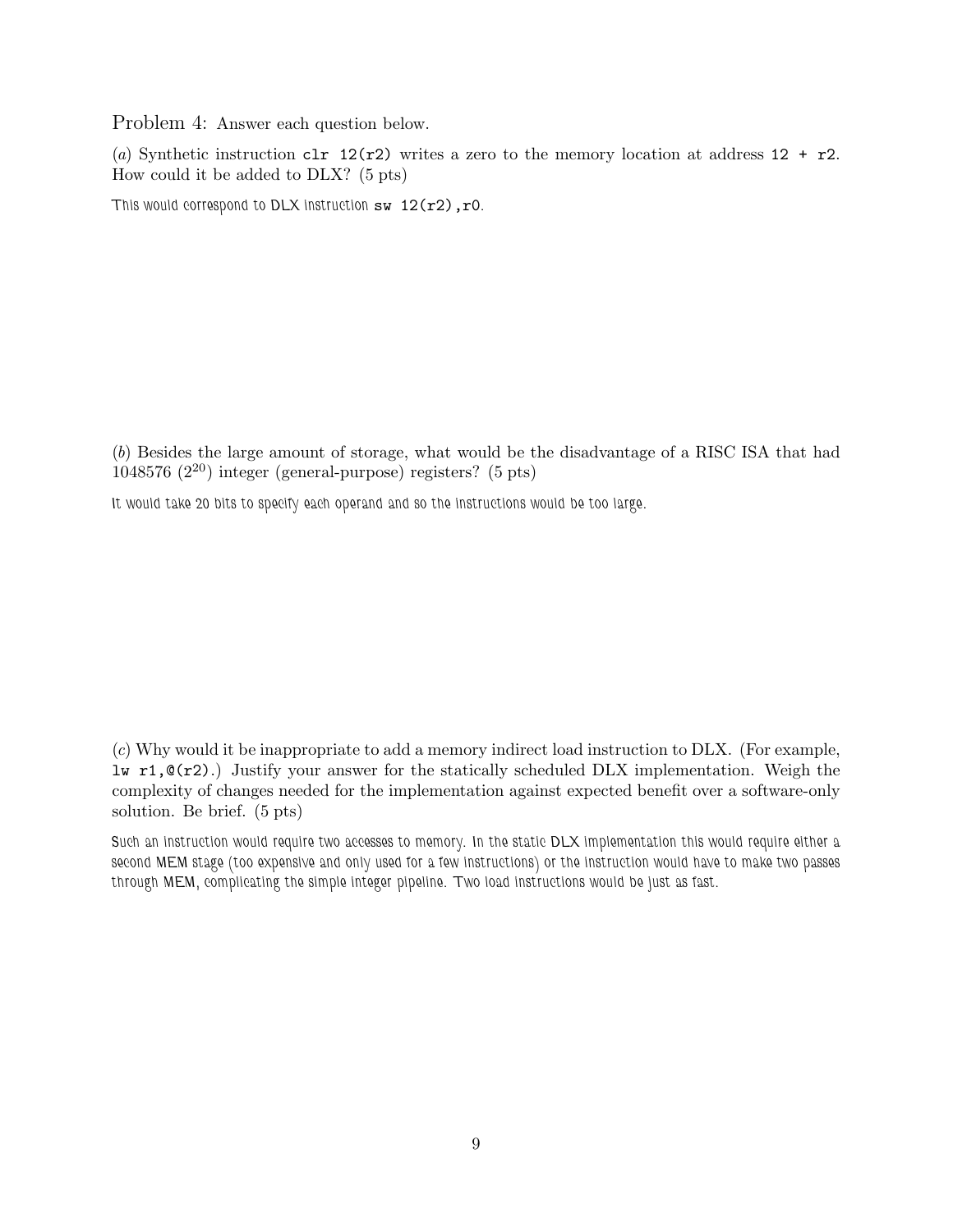Problem 4: Answer each question below.

(*a*) Synthetic instruction `clr 12(r2)` writes a zero to the memory location at address `12 + r2`. How could it be added to DLX? (5 pts)

*This would correspond to DLX instruction* `sw 12(r2),r0`.

(*b*) Besides the large amount of storage, what would be the disadvantage of a RISC ISA that had 1048576 ($2^{20}$) integer (general-purpose) registers? (5 pts)

*It would take 20 bits to specify each operand and so the instructions would be too large.*

(*c*) Why would it be inappropriate to add a memory indirect load instruction to DLX. (For example, `lw r1,@(r2)`.) Justify your answer for the statically scheduled DLX implementation. Weigh the complexity of changes needed for the implementation against expected benefit over a software-only solution. Be brief. (5 pts)

*Such an instruction would require two accesses to memory. In the static DLX implementation this would require either a second MEM stage (too expensive and only used for a few instructions) or the instruction would have to make two passes through MEM, complicating the simple integer pipeline. Two load instructions would be just as fast.*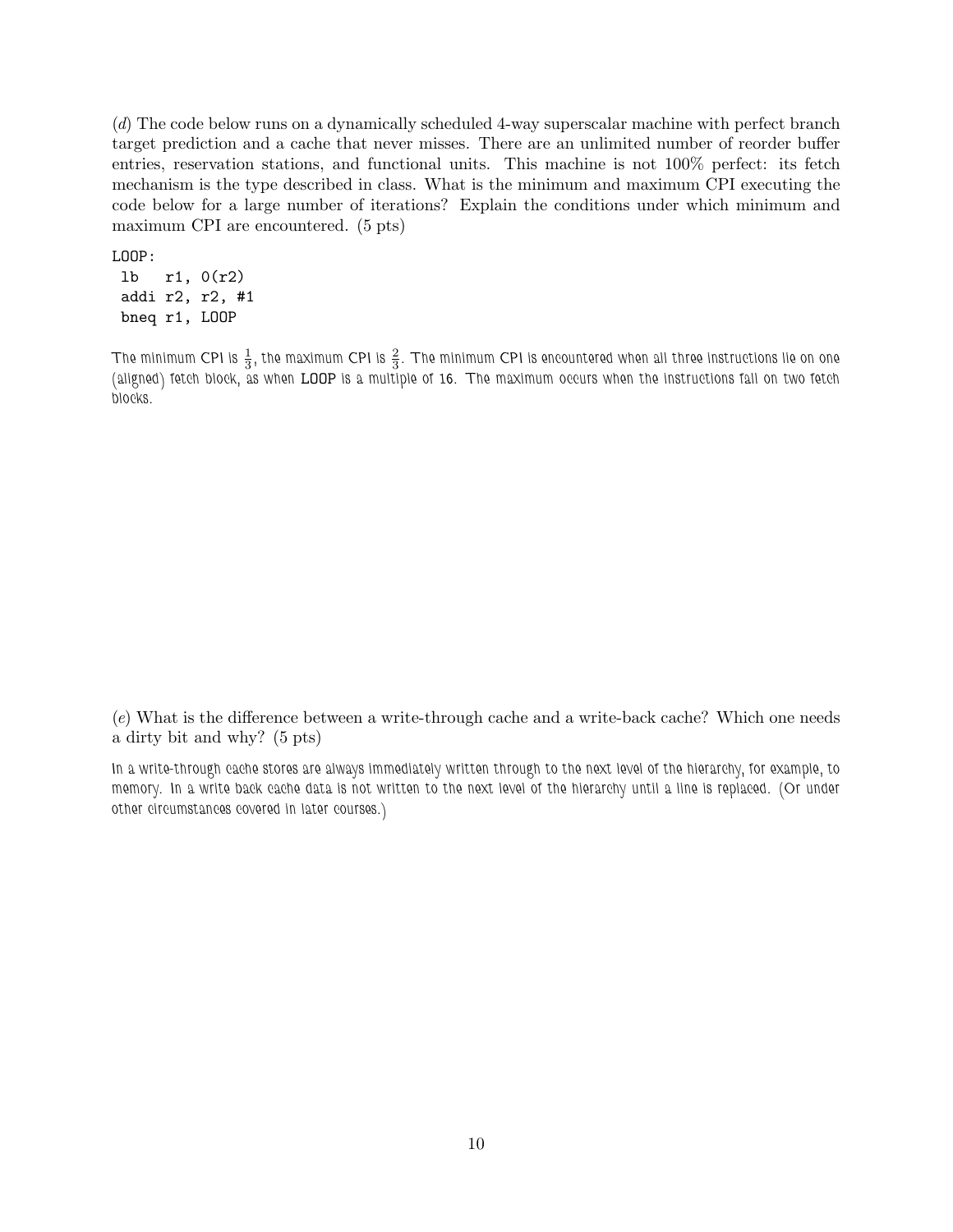(*d*) The code below runs on a dynamically scheduled 4-way superscalar machine with perfect branch target prediction and a cache that never misses. There are an unlimited number of reorder buffer entries, reservation stations, and functional units. This machine is not 100% perfect: its fetch mechanism is the type described in class. What is the minimum and maximum CPI executing the code below for a large number of iterations? Explain the conditions under which minimum and maximum CPI are encountered. (5 pts)

```
LOOP:
 lb   r1, 0(r2)
 addi r2, r2, #1
 bneq r1, LOOP
```

The minimum CPI is $\frac{1}{3}$, the maximum CPI is $\frac{2}{3}$. The minimum CPI is encountered when all three instructions lie on one (aligned) fetch block, as when `LOOP` is a multiple of 16. The maximum occurs when the instructions fall on two fetch blocks.

(*e*) What is the difference between a write-through cache and a write-back cache? Which one needs a dirty bit and why? (5 pts)

In a write-through cache stores are always immediately written through to the next level of the hierarchy, for example, to memory. In a write back cache data is not written to the next level of the hierarchy until a line is replaced. (Or under other circumstances covered in later courses.)